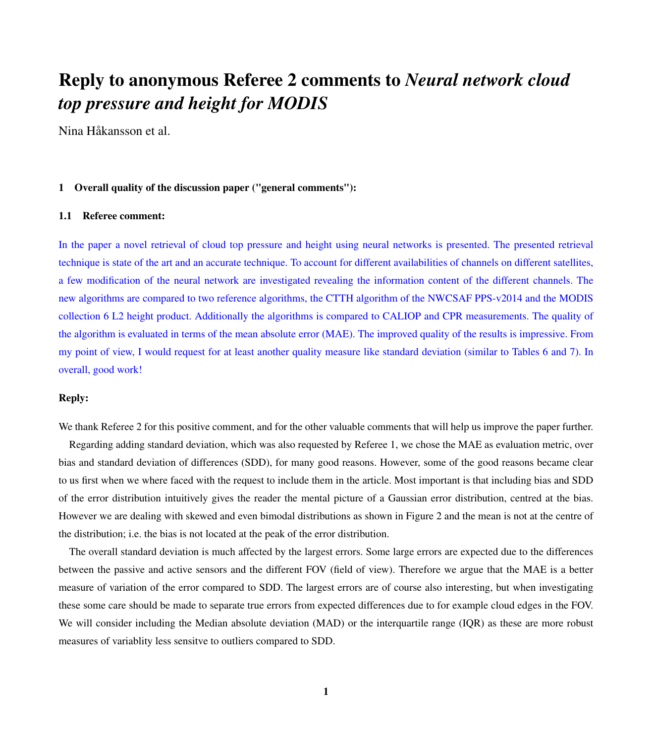# Reply to anonymous Referee 2 comments to *Neural network cloud top pressure and height for MODIS*

Nina Håkansson et al.

## 1 Overall quality of the discussion paper ("general comments"):

### 1.1 Referee comment:

In the paper a novel retrieval of cloud top pressure and height using neural networks is presented. The presented retrieval technique is state of the art and an accurate technique. To account for different availabilities of channels on different satellites, a few modification of the neural network are investigated revealing the information content of the different channels. The new algorithms are compared to two reference algorithms, the CTTH algorithm of the NWCSAF PPS-v2014 and the MODIS collection 6 L2 height product. Additionally the algorithms is compared to CALIOP and CPR measurements. The quality of the algorithm is evaluated in terms of the mean absolute error (MAE). The improved quality of the results is impressive. From my point of view, I would request for at least another quality measure like standard deviation (similar to Tables 6 and 7). In overall, good work!

**Reply:**

We thank Referee 2 for this positive comment, and for the other valuable comments that will help us improve the paper further.

Regarding adding standard deviation, which was also requested by Referee 1, we chose the MAE as evaluation metric, over bias and standard deviation of differences (SDD), for many good reasons. However, some of the good reasons became clear to us first when we where faced with the request to include them in the article. Most important is that including bias and SDD of the error distribution intuitively gives the reader the mental picture of a Gaussian error distribution, centred at the bias. However we are dealing with skewed and even bimodal distributions as shown in Figure 2 and the mean is not at the centre of the distribution; i.e. the bias is not located at the peak of the error distribution.

The overall standard deviation is much affected by the largest errors. Some large errors are expected due to the differences between the passive and active sensors and the different FOV (field of view). Therefore we argue that the MAE is a better measure of variation of the error compared to SDD. The largest errors are of course also interesting, but when investigating these some care should be made to separate true errors from expected differences due to for example cloud edges in the FOV. We will consider including the Median absolute deviation (MAD) or the interquartile range (IQR) as these are more robust measures of variablity less sensitve to outliers compared to SDD.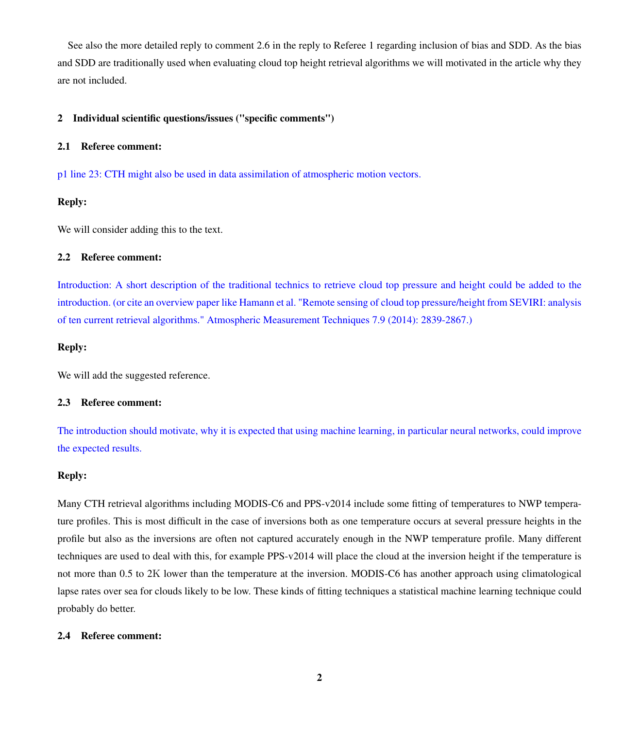See also the more detailed reply to comment 2.6 in the reply to Referee 1 regarding inclusion of bias and SDD. As the bias and SDD are traditionally used when evaluating cloud top height retrieval algorithms we will motivated in the article why they are not included.

## 2 Individual scientific questions/issues ("specific comments")

### 2.1 Referee comment:

p1 line 23: CTH might also be used in data assimilation of atmospheric motion vectors.

**Reply:**

We will consider adding this to the text.

### 2.2 Referee comment:

Introduction: A short description of the traditional technics to retrieve cloud top pressure and height could be added to the introduction. (or cite an overview paper like Hamann et al. "Remote sensing of cloud top pressure/height from SEVIRI: analysis of ten current retrieval algorithms." Atmospheric Measurement Techniques 7.9 (2014): 2839-2867.)

**Reply:**

We will add the suggested reference.

### 2.3 Referee comment:

The introduction should motivate, why it is expected that using machine learning, in particular neural networks, could improve the expected results.

**Reply:**

Many CTH retrieval algorithms including MODIS-C6 and PPS-v2014 include some fitting of temperatures to NWP temperature profiles. This is most difficult in the case of inversions both as one temperature occurs at several pressure heights in the profile but also as the inversions are often not captured accurately enough in the NWP temperature profile. Many different techniques are used to deal with this, for example PPS-v2014 will place the cloud at the inversion height if the temperature is not more than 0.5 to 2K lower than the temperature at the inversion. MODIS-C6 has another approach using climatological lapse rates over sea for clouds likely to be low. These kinds of fitting techniques a statistical machine learning technique could probably do better.

### 2.4 Referee comment: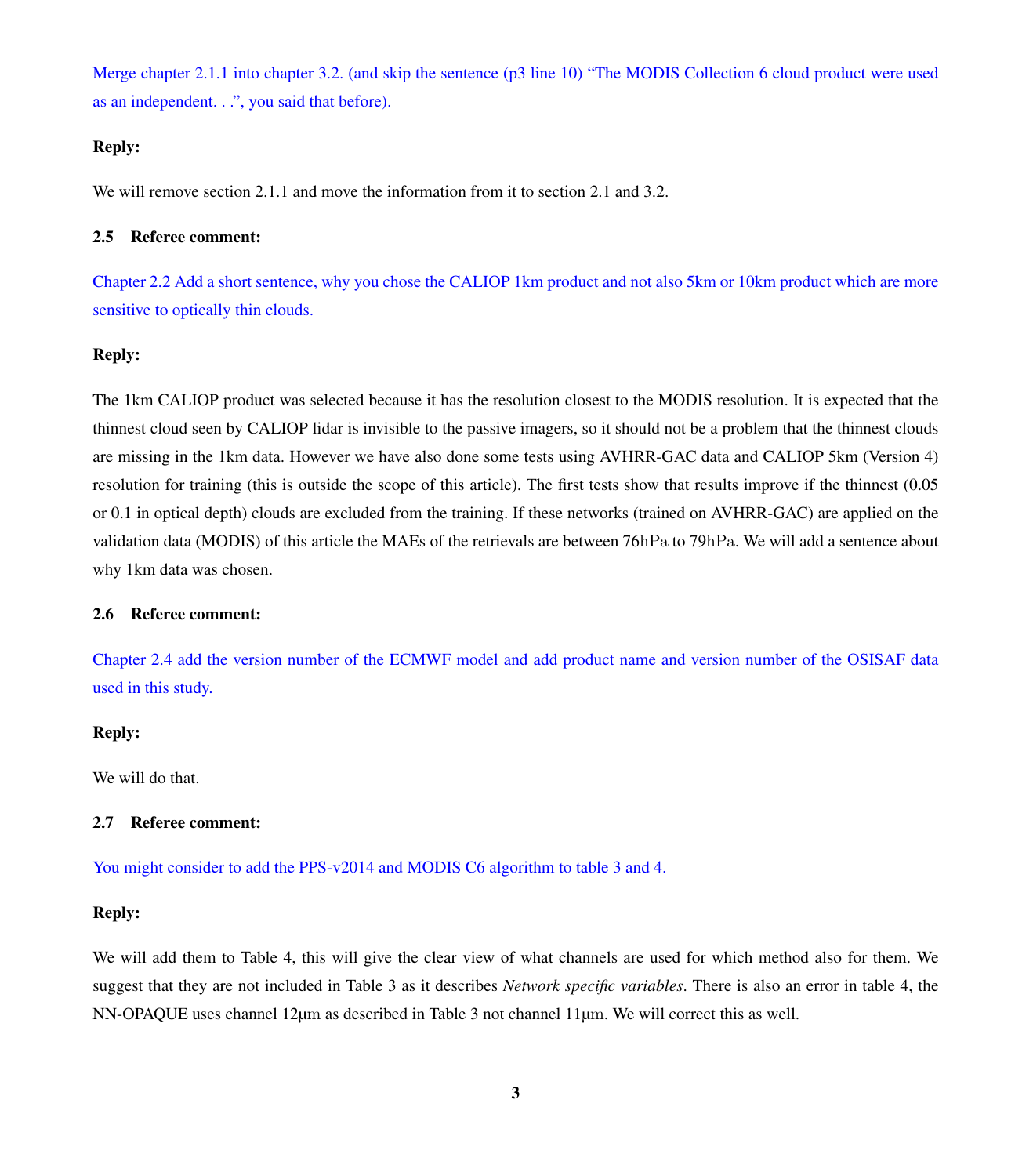Merge chapter 2.1.1 into chapter 3.2. (and skip the sentence (p3 line 10) "The MODIS Collection 6 cloud product were used as an independent. . .", you said that before).

**Reply:**

We will remove section 2.1.1 and move the information from it to section 2.1 and 3.2.

### 2.5 Referee comment:

Chapter 2.2 Add a short sentence, why you chose the CALIOP 1km product and not also 5km or 10km product which are more sensitive to optically thin clouds.

**Reply:**

The 1km CALIOP product was selected because it has the resolution closest to the MODIS resolution. It is expected that the thinnest cloud seen by CALIOP lidar is invisible to the passive imagers, so it should not be a problem that the thinnest clouds are missing in the 1km data. However we have also done some tests using AVHRR-GAC data and CALIOP 5km (Version 4) resolution for training (this is outside the scope of this article). The first tests show that results improve if the thinnest (0.05 or 0.1 in optical depth) clouds are excluded from the training. If these networks (trained on AVHRR-GAC) are applied on the validation data (MODIS) of this article the MAEs of the retrievals are between $76\mathrm{hPa}$ to $79\mathrm{hPa}$. We will add a sentence about why 1km data was chosen.

### 2.6 Referee comment:

Chapter 2.4 add the version number of the ECMWF model and add product name and version number of the OSISAF data used in this study.

**Reply:**

We will do that.

### 2.7 Referee comment:

You might consider to add the PPS-v2014 and MODIS C6 algorithm to table 3 and 4.

**Reply:**

We will add them to Table 4, this will give the clear view of what channels are used for which method also for them. We suggest that they are not included in Table 3 as it describes *Network specific variables*. There is also an error in table 4, the NN-OPAQUE uses channel $12\mu\mathrm{m}$ as described in Table 3 not channel $11\mu\mathrm{m}$. We will correct this as well.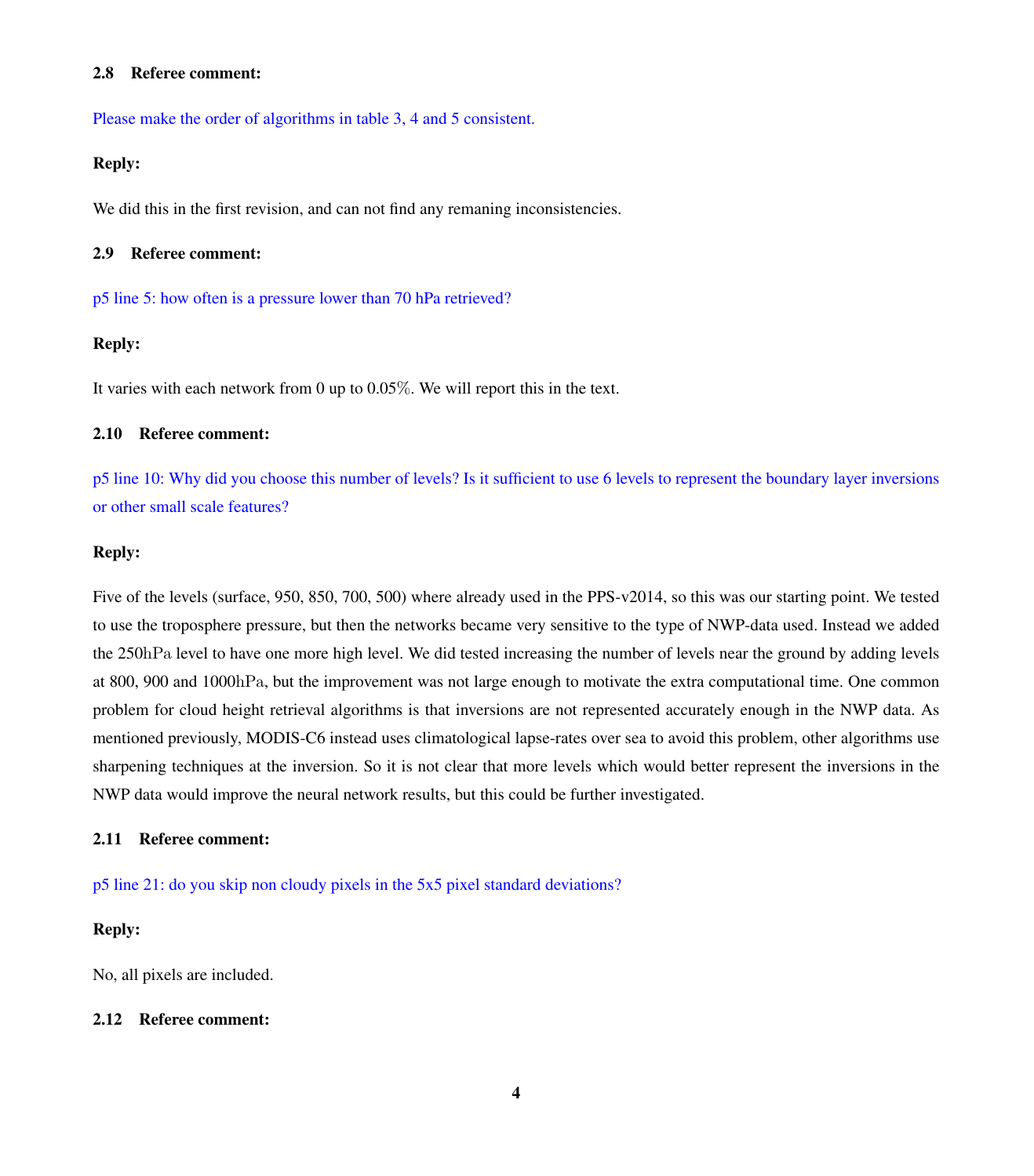### 2.8 Referee comment:

Please make the order of algorithms in table 3, 4 and 5 consistent.

**Reply:**

We did this in the first revision, and can not find any remaning inconsistencies.

### 2.9 Referee comment:

p5 line 5: how often is a pressure lower than 70 hPa retrieved?

**Reply:**

It varies with each network from 0 up to 0.05%. We will report this in the text.

### 2.10 Referee comment:

p5 line 10: Why did you choose this number of levels? Is it sufficient to use 6 levels to represent the boundary layer inversions or other small scale features?

**Reply:**

Five of the levels (surface, 950, 850, 700, 500) where already used in the PPS-v2014, so this was our starting point. We tested to use the troposphere pressure, but then the networks became very sensitive to the type of NWP-data used. Instead we added the 250hPa level to have one more high level. We did tested increasing the number of levels near the ground by adding levels at 800, 900 and 1000hPa, but the improvement was not large enough to motivate the extra computational time. One common problem for cloud height retrieval algorithms is that inversions are not represented accurately enough in the NWP data. As mentioned previously, MODIS-C6 instead uses climatological lapse-rates over sea to avoid this problem, other algorithms use sharpening techniques at the inversion. So it is not clear that more levels which would better represent the inversions in the NWP data would improve the neural network results, but this could be further investigated.

### 2.11 Referee comment:

p5 line 21: do you skip non cloudy pixels in the 5x5 pixel standard deviations?

**Reply:**

No, all pixels are included.

### 2.12 Referee comment: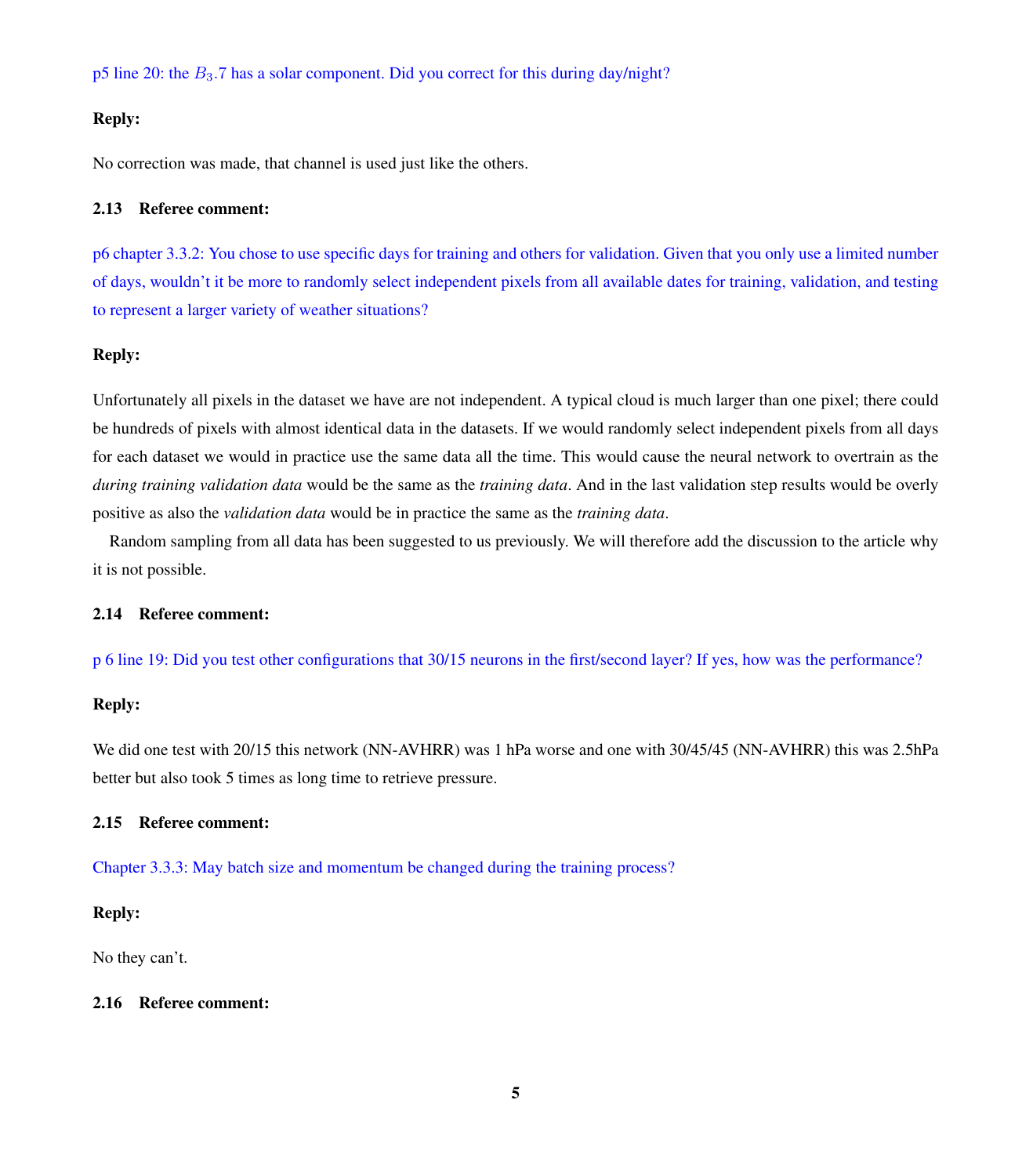p5 line 20: the $B_3.7$ has a solar component. Did you correct for this during day/night?

**Reply:**

No correction was made, that channel is used just like the others.

### 2.13 Referee comment:

p6 chapter 3.3.2: You chose to use specific days for training and others for validation. Given that you only use a limited number of days, wouldn't it be more to randomly select independent pixels from all available dates for training, validation, and testing to represent a larger variety of weather situations?

**Reply:**

Unfortunately all pixels in the dataset we have are not independent. A typical cloud is much larger than one pixel; there could be hundreds of pixels with almost identical data in the datasets. If we would randomly select independent pixels from all days for each dataset we would in practice use the same data all the time. This would cause the neural network to overtrain as the *during training validation data* would be the same as the *training data*. And in the last validation step results would be overly positive as also the *validation data* would be in practice the same as the *training data*.

Random sampling from all data has been suggested to us previously. We will therefore add the discussion to the article why it is not possible.

### 2.14 Referee comment:

p 6 line 19: Did you test other configurations that 30/15 neurons in the first/second layer? If yes, how was the performance?

**Reply:**

We did one test with 20/15 this network (NN-AVHRR) was 1 hPa worse and one with 30/45/45 (NN-AVHRR) this was 2.5hPa better but also took 5 times as long time to retrieve pressure.

### 2.15 Referee comment:

Chapter 3.3.3: May batch size and momentum be changed during the training process?

**Reply:**

No they can't.

### 2.16 Referee comment: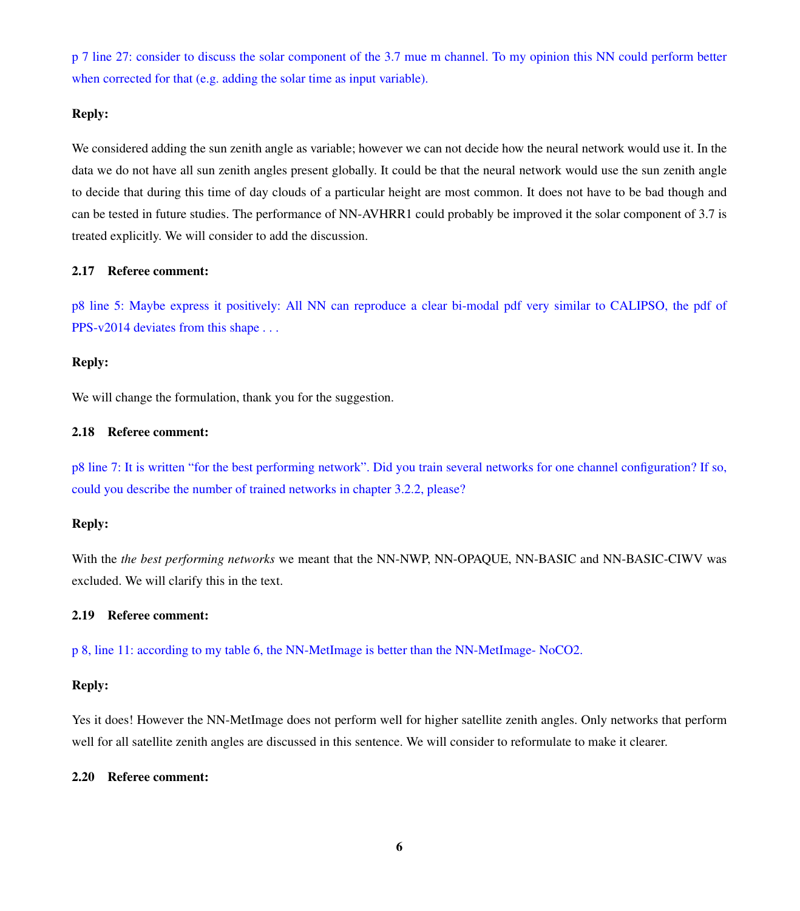p 7 line 27: consider to discuss the solar component of the 3.7 mue m channel. To my opinion this NN could perform better when corrected for that (e.g. adding the solar time as input variable).

**Reply:**

We considered adding the sun zenith angle as variable; however we can not decide how the neural network would use it. In the data we do not have all sun zenith angles present globally. It could be that the neural network would use the sun zenith angle to decide that during this time of day clouds of a particular height are most common. It does not have to be bad though and can be tested in future studies. The performance of NN-AVHRR1 could probably be improved it the solar component of 3.7 is treated explicitly. We will consider to add the discussion.

### 2.17 Referee comment:

p8 line 5: Maybe express it positively: All NN can reproduce a clear bi-modal pdf very similar to CALIPSO, the pdf of PPS-v2014 deviates from this shape . . .

**Reply:**

We will change the formulation, thank you for the suggestion.

### 2.18 Referee comment:

p8 line 7: It is written "for the best performing network". Did you train several networks for one channel configuration? If so, could you describe the number of trained networks in chapter 3.2.2, please?

**Reply:**

With the *the best performing networks* we meant that the NN-NWP, NN-OPAQUE, NN-BASIC and NN-BASIC-CIWV was excluded. We will clarify this in the text.

### 2.19 Referee comment:

p 8, line 11: according to my table 6, the NN-MetImage is better than the NN-MetImage- NoCO2.

**Reply:**

Yes it does! However the NN-MetImage does not perform well for higher satellite zenith angles. Only networks that perform well for all satellite zenith angles are discussed in this sentence. We will consider to reformulate to make it clearer.

### 2.20 Referee comment: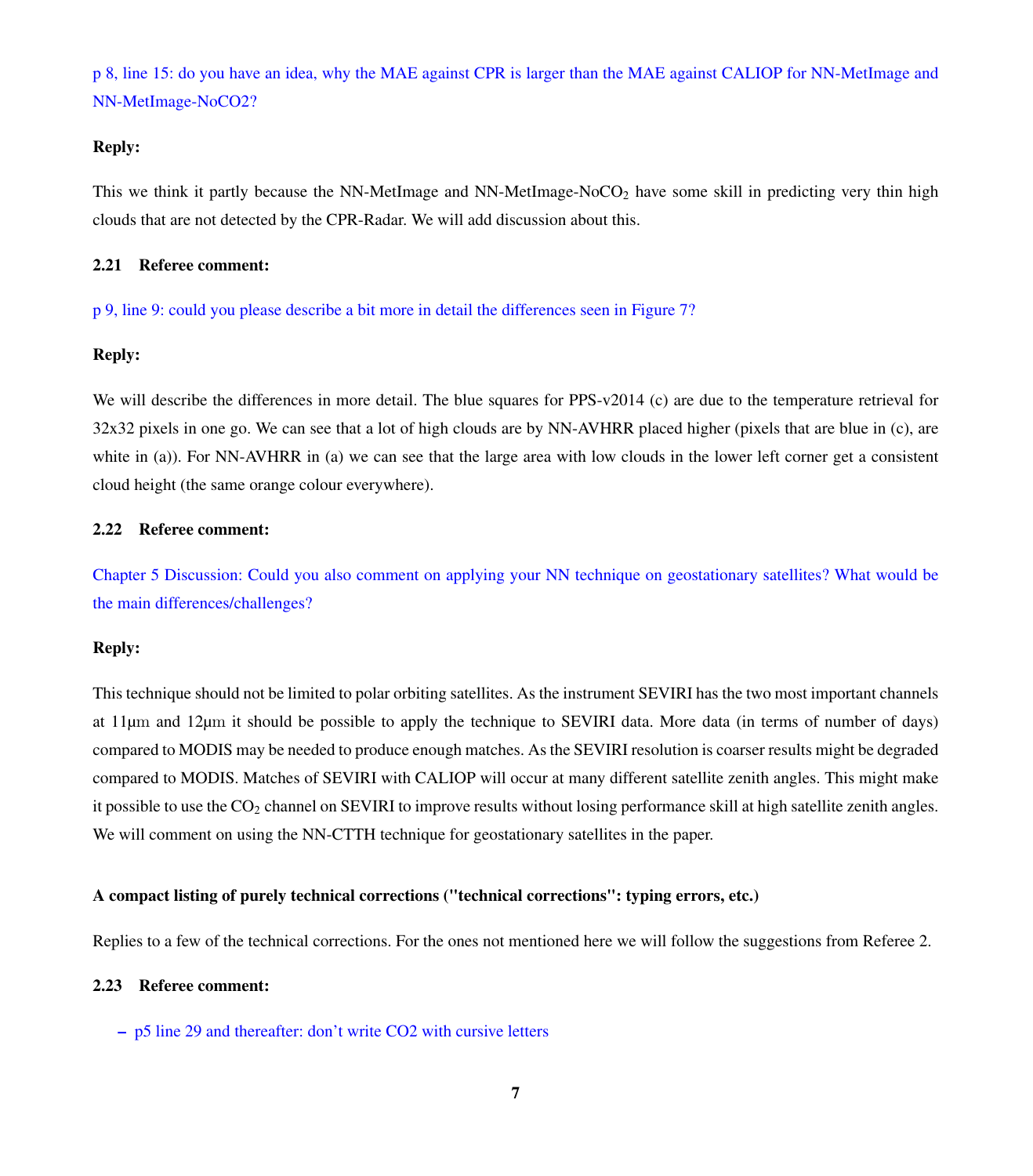p 8, line 15: do you have an idea, why the MAE against CPR is larger than the MAE against CALIOP for NN-MetImage and NN-MetImage-NoCO2?

**Reply:**

This we think it partly because the NN-MetImage and NN-MetImage-NoCO$_2$ have some skill in predicting very thin high clouds that are not detected by the CPR-Radar. We will add discussion about this.

### 2.21 Referee comment:

p 9, line 9: could you please describe a bit more in detail the differences seen in Figure 7?

**Reply:**

We will describe the differences in more detail. The blue squares for PPS-v2014 (c) are due to the temperature retrieval for 32x32 pixels in one go. We can see that a lot of high clouds are by NN-AVHRR placed higher (pixels that are blue in (c), are white in (a)). For NN-AVHRR in (a) we can see that the large area with low clouds in the lower left corner get a consistent cloud height (the same orange colour everywhere).

### 2.22 Referee comment:

Chapter 5 Discussion: Could you also comment on applying your NN technique on geostationary satellites? What would be the main differences/challenges?

**Reply:**

This technique should not be limited to polar orbiting satellites. As the instrument SEVIRI has the two most important channels at 11µm and 12µm it should be possible to apply the technique to SEVIRI data. More data (in terms of number of days) compared to MODIS may be needed to produce enough matches. As the SEVIRI resolution is coarser results might be degraded compared to MODIS. Matches of SEVIRI with CALIOP will occur at many different satellite zenith angles. This might make it possible to use the CO$_2$ channel on SEVIRI to improve results without losing performance skill at high satellite zenith angles. We will comment on using the NN-CTTH technique for geostationary satellites in the paper.

#### A compact listing of purely technical corrections ("technical corrections": typing errors, etc.)

Replies to a few of the technical corrections. For the ones not mentioned here we will follow the suggestions from Referee 2.

### 2.23 Referee comment:

- p5 line 29 and thereafter: don't write CO2 with cursive letters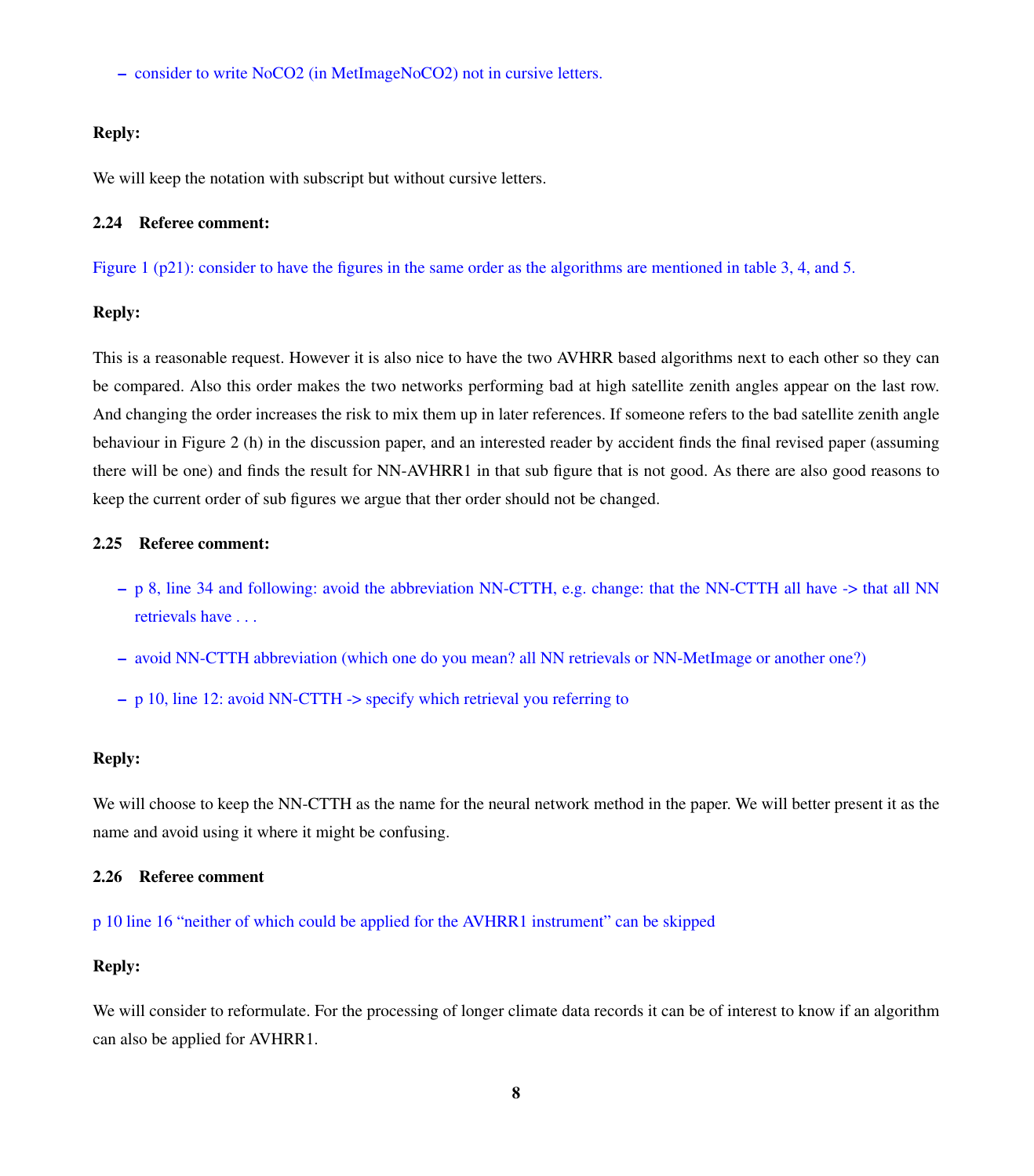– consider to write NoCO2 (in MetImageNoCO2) not in cursive letters.

**Reply:**

We will keep the notation with subscript but without cursive letters.

### 2.24 Referee comment:

Figure 1 (p21): consider to have the figures in the same order as the algorithms are mentioned in table 3, 4, and 5.

**Reply:**

This is a reasonable request. However it is also nice to have the two AVHRR based algorithms next to each other so they can be compared. Also this order makes the two networks performing bad at high satellite zenith angles appear on the last row. And changing the order increases the risk to mix them up in later references. If someone refers to the bad satellite zenith angle behaviour in Figure 2 (h) in the discussion paper, and an interested reader by accident finds the final revised paper (assuming there will be one) and finds the result for NN-AVHRR1 in that sub figure that is not good. As there are also good reasons to keep the current order of sub figures we argue that ther order should not be changed.

### 2.25 Referee comment:

– p 8, line 34 and following: avoid the abbreviation NN-CTTH, e.g. change: that the NN-CTTH all have -> that all NN retrievals have . . .

– avoid NN-CTTH abbreviation (which one do you mean? all NN retrievals or NN-MetImage or another one?)

– p 10, line 12: avoid NN-CTTH -> specify which retrieval you referring to

**Reply:**

We will choose to keep the NN-CTTH as the name for the neural network method in the paper. We will better present it as the name and avoid using it where it might be confusing.

### 2.26 Referee comment

p 10 line 16 “neither of which could be applied for the AVHRR1 instrument” can be skipped

**Reply:**

We will consider to reformulate. For the processing of longer climate data records it can be of interest to know if an algorithm can also be applied for AVHRR1.